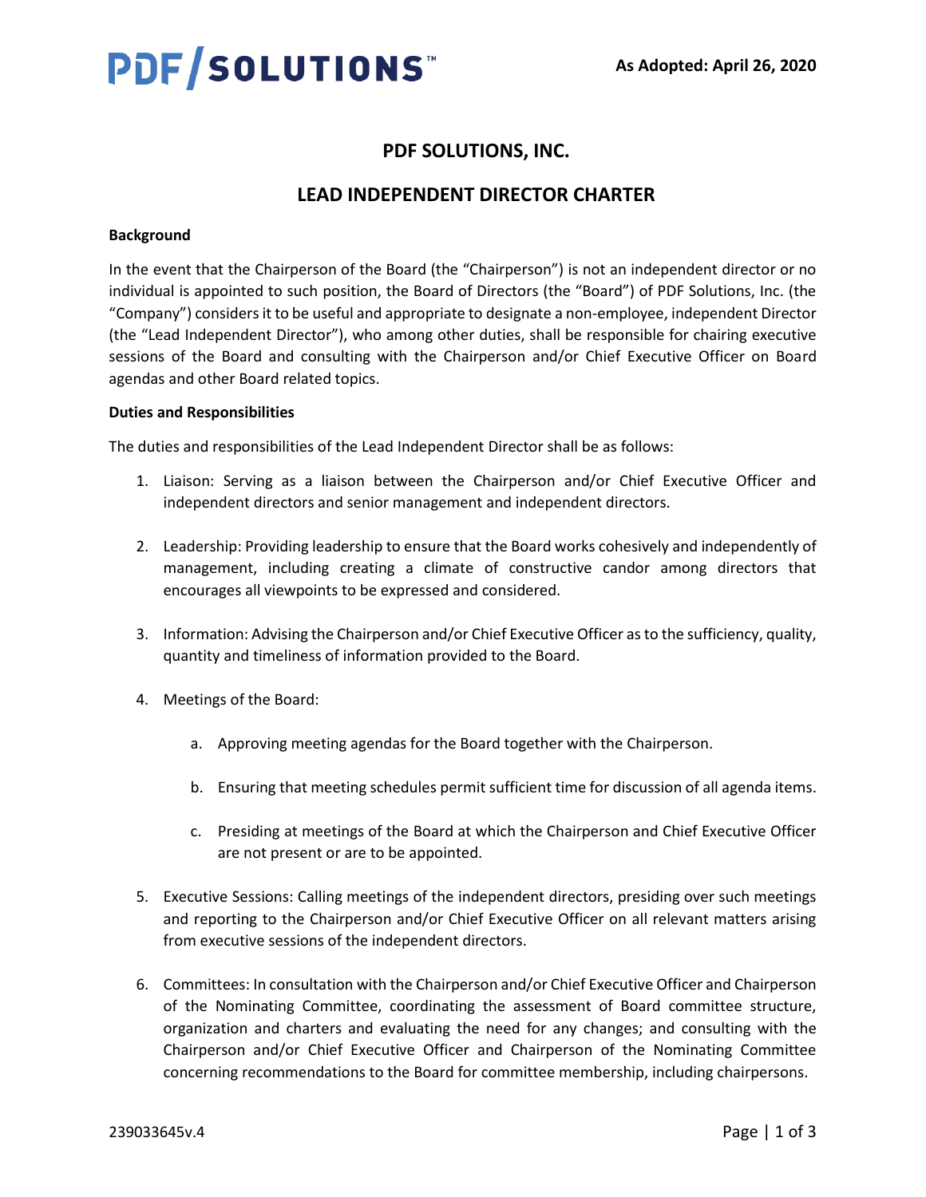As Adopted: April 26, 2020

# PDF SOLUTIONS, INC.

## LEAD INDEPENDENT DIRECTOR CHARTER

**Background**

In the event that the Chairperson of the Board (the "Chairperson") is not an independent director or no individual is appointed to such position, the Board of Directors (the "Board") of PDF Solutions, Inc. (the "Company") considers it to be useful and appropriate to designate a non-employee, independent Director (the "Lead Independent Director"), who among other duties, shall be responsible for chairing executive sessions of the Board and consulting with the Chairperson and/or Chief Executive Officer on Board agendas and other Board related topics.

**Duties and Responsibilities**

The duties and responsibilities of the Lead Independent Director shall be as follows:

1. Liaison: Serving as a liaison between the Chairperson and/or Chief Executive Officer and independent directors and senior management and independent directors.

2. Leadership: Providing leadership to ensure that the Board works cohesively and independently of management, including creating a climate of constructive candor among directors that encourages all viewpoints to be expressed and considered.

3. Information: Advising the Chairperson and/or Chief Executive Officer as to the sufficiency, quality, quantity and timeliness of information provided to the Board.

4. Meetings of the Board:

   a. Approving meeting agendas for the Board together with the Chairperson.

   b. Ensuring that meeting schedules permit sufficient time for discussion of all agenda items.

   c. Presiding at meetings of the Board at which the Chairperson and Chief Executive Officer are not present or are to be appointed.

5. Executive Sessions: Calling meetings of the independent directors, presiding over such meetings and reporting to the Chairperson and/or Chief Executive Officer on all relevant matters arising from executive sessions of the independent directors.

6. Committees: In consultation with the Chairperson and/or Chief Executive Officer and Chairperson of the Nominating Committee, coordinating the assessment of Board committee structure, organization and charters and evaluating the need for any changes; and consulting with the Chairperson and/or Chief Executive Officer and Chairperson of the Nominating Committee concerning recommendations to the Board for committee membership, including chairpersons.

239033645v.4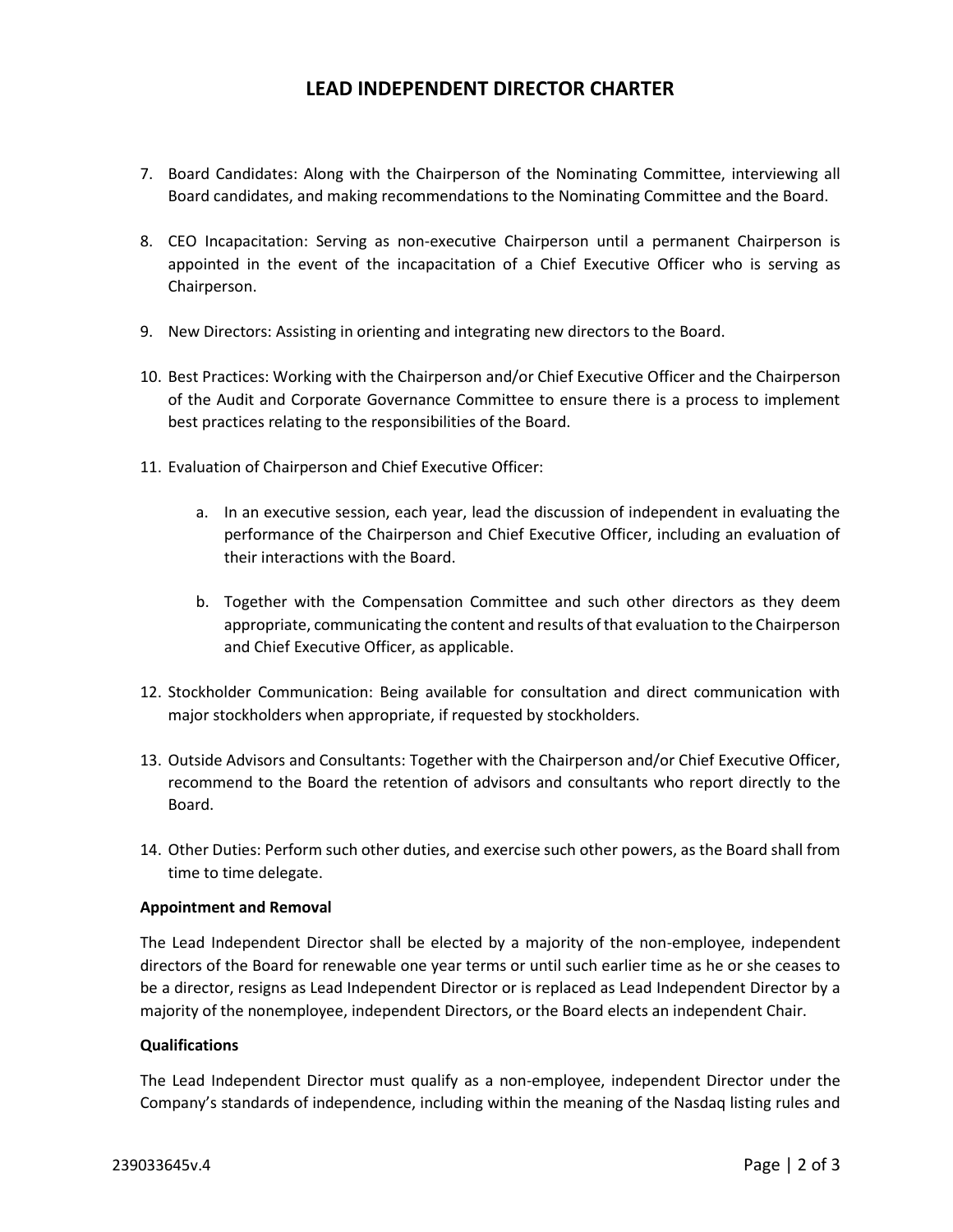7. Board Candidates: Along with the Chairperson of the Nominating Committee, interviewing all Board candidates, and making recommendations to the Nominating Committee and the Board.

8. CEO Incapacitation: Serving as non-executive Chairperson until a permanent Chairperson is appointed in the event of the incapacitation of a Chief Executive Officer who is serving as Chairperson.

9. New Directors: Assisting in orienting and integrating new directors to the Board.

10. Best Practices: Working with the Chairperson and/or Chief Executive Officer and the Chairperson of the Audit and Corporate Governance Committee to ensure there is a process to implement best practices relating to the responsibilities of the Board.

11. Evaluation of Chairperson and Chief Executive Officer:

    a. In an executive session, each year, lead the discussion of independent in evaluating the performance of the Chairperson and Chief Executive Officer, including an evaluation of their interactions with the Board.

    b. Together with the Compensation Committee and such other directors as they deem appropriate, communicating the content and results of that evaluation to the Chairperson and Chief Executive Officer, as applicable.

12. Stockholder Communication: Being available for consultation and direct communication with major stockholders when appropriate, if requested by stockholders.

13. Outside Advisors and Consultants: Together with the Chairperson and/or Chief Executive Officer, recommend to the Board the retention of advisors and consultants who report directly to the Board.

14. Other Duties: Perform such other duties, and exercise such other powers, as the Board shall from time to time delegate.

**Appointment and Removal**

The Lead Independent Director shall be elected by a majority of the non-employee, independent directors of the Board for renewable one year terms or until such earlier time as he or she ceases to be a director, resigns as Lead Independent Director or is replaced as Lead Independent Director by a majority of the nonemployee, independent Directors, or the Board elects an independent Chair.

**Qualifications**

The Lead Independent Director must qualify as a non-employee, independent Director under the Company's standards of independence, including within the meaning of the Nasdaq listing rules and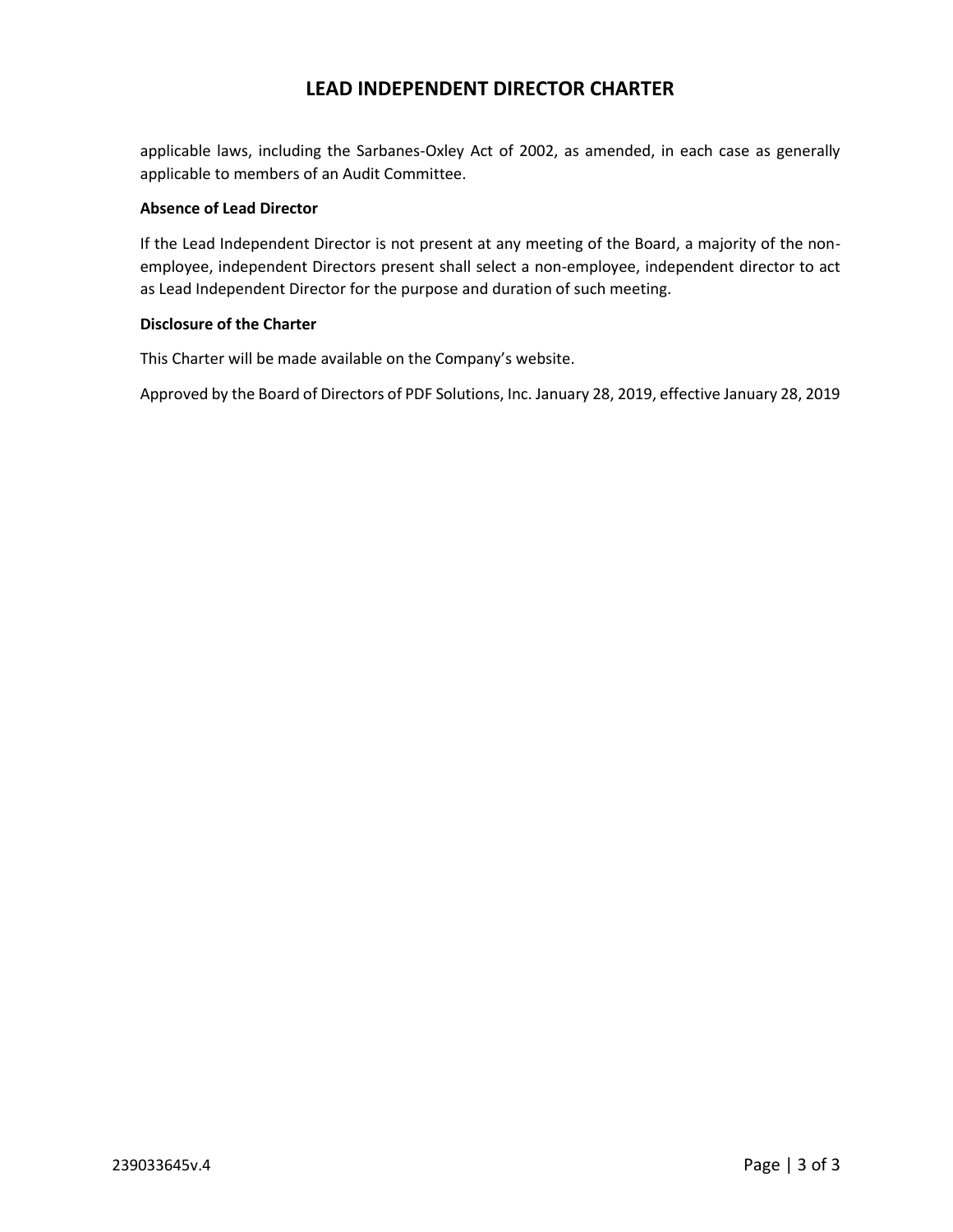applicable laws, including the Sarbanes-Oxley Act of 2002, as amended, in each case as generally applicable to members of an Audit Committee.

**Absence of Lead Director**

If the Lead Independent Director is not present at any meeting of the Board, a majority of the non-employee, independent Directors present shall select a non-employee, independent director to act as Lead Independent Director for the purpose and duration of such meeting.

**Disclosure of the Charter**

This Charter will be made available on the Company's website.

Approved by the Board of Directors of PDF Solutions, Inc. January 28, 2019, effective January 28, 2019